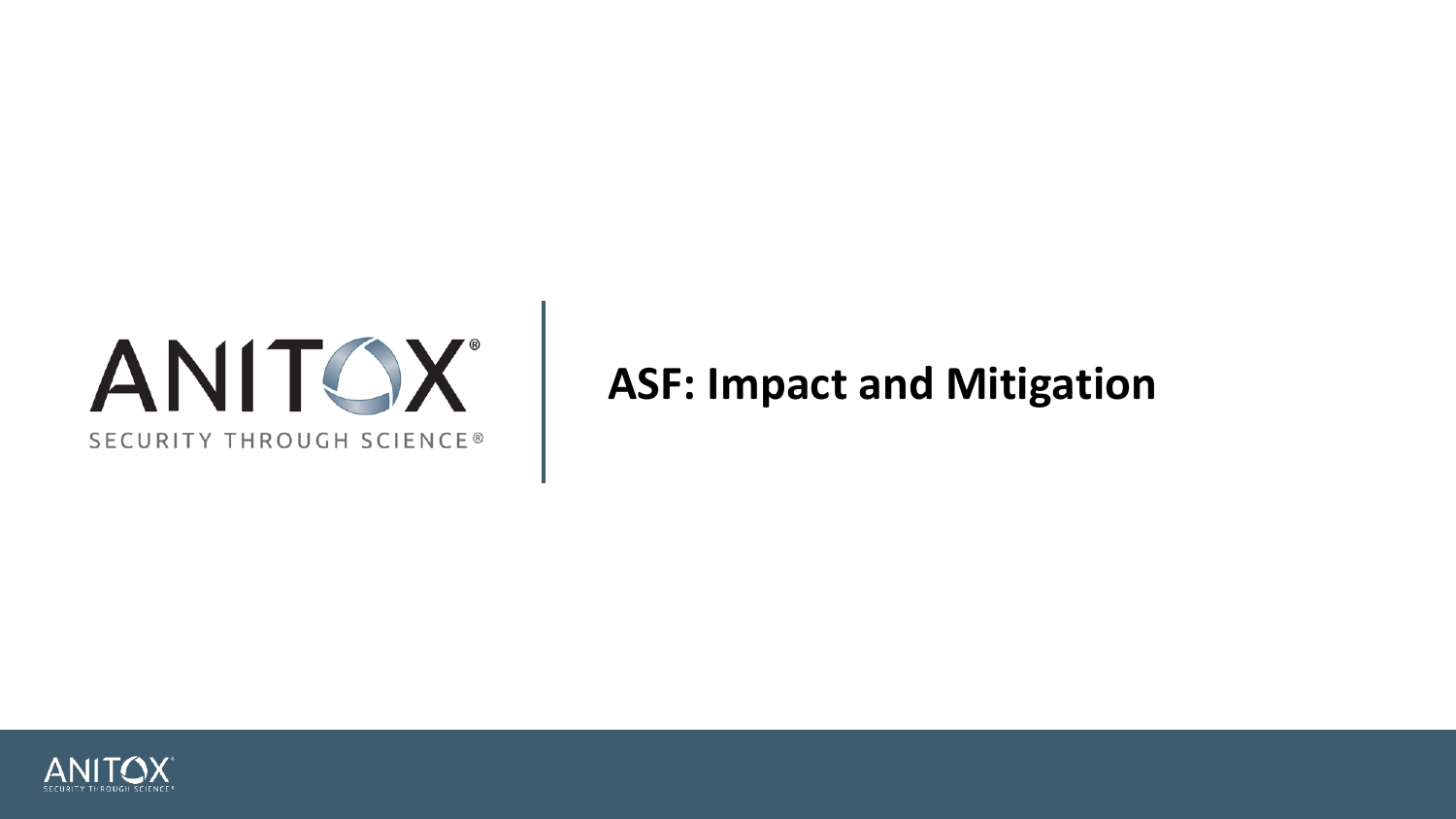ANITOX®

SECURITY THROUGH SCIENCE®

# ASF: Impact and Mitigation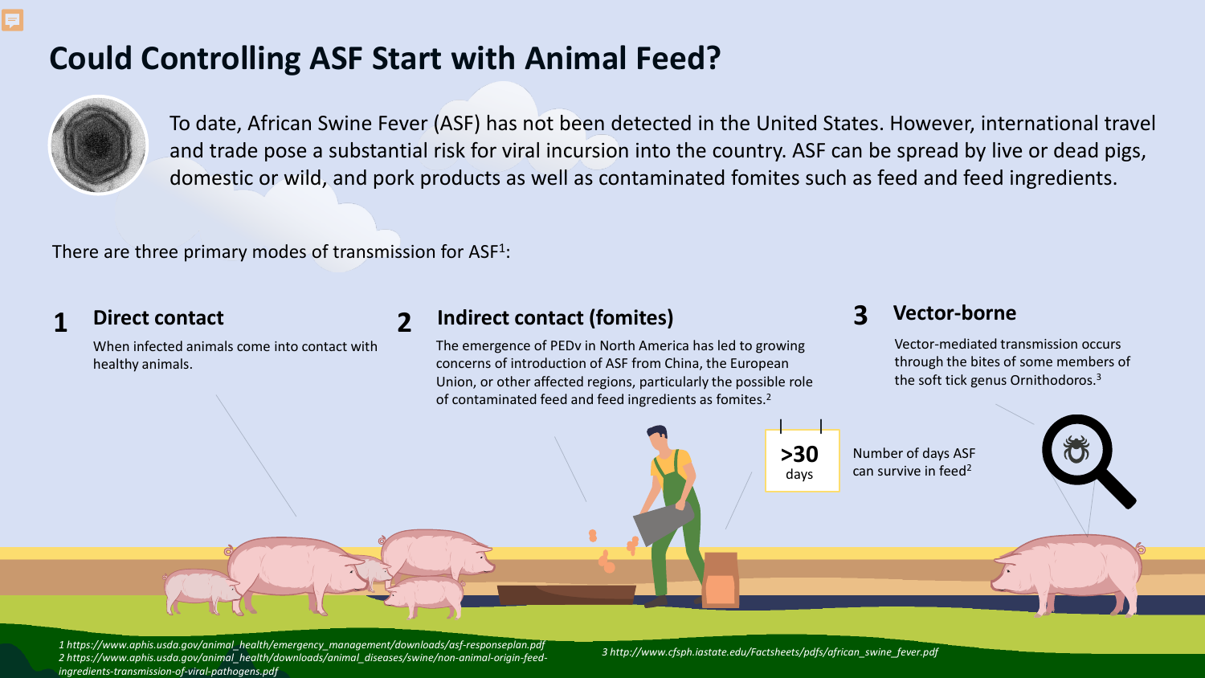# Could Controlling ASF Start with Animal Feed?

To date, African Swine Fever (ASF) has not been detected in the United States. However, international travel and trade pose a substantial risk for viral incursion into the country. ASF can be spread by live or dead pigs, domestic or wild, and pork products as well as contaminated fomites such as feed and feed ingredients.

There are three primary modes of transmission for ASF[1]:

## 1 Direct contact

When infected animals come into contact with healthy animals.

## 2 Indirect contact (fomites)

The emergence of PEDv in North America has led to growing concerns of introduction of ASF from China, the European Union, or other affected regions, particularly the possible role of contaminated feed and feed ingredients as fomites.[2]

**>30** days

Number of days ASF can survive in feed[2]

## 3 Vector-borne

Vector-mediated transmission occurs through the bites of some members of the soft tick genus Ornithodoros.[3]

*1 https://www.aphis.usda.gov/animal_health/emergency_management/downloads/asf-responseplan.pdf*
*2 https://www.aphis.usda.gov/animal_health/downloads/animal_diseases/swine/non-animal-origin-feed-ingredients-transmission-of-viral-pathogens.pdf*
*3 http://www.cfsph.iastate.edu/Factsheets/pdfs/african_swine_fever.pdf*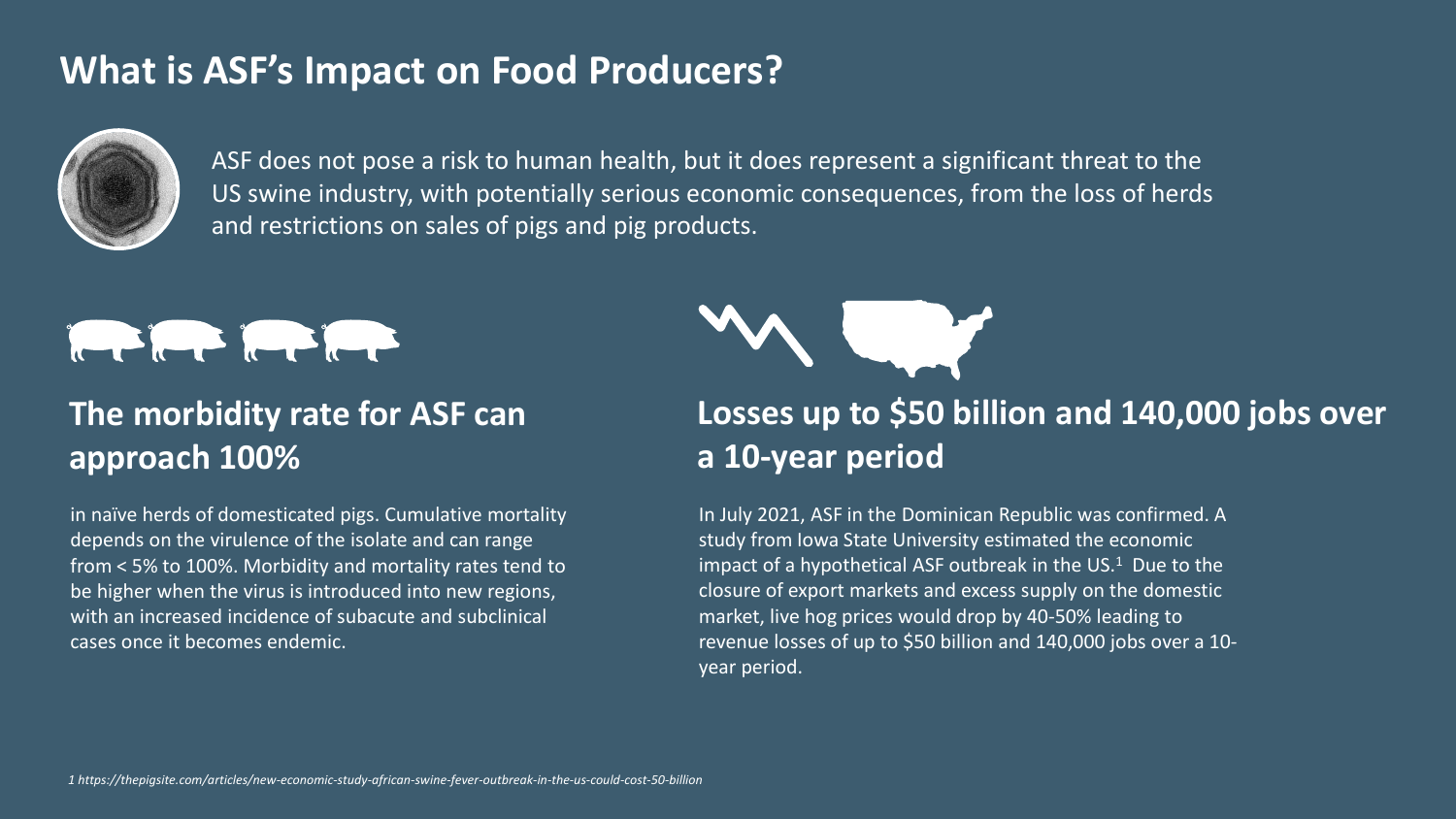# What is ASF's Impact on Food Producers?

ASF does not pose a risk to human health, but it does represent a significant threat to the US swine industry, with potentially serious economic consequences, from the loss of herds and restrictions on sales of pigs and pig products.

## The morbidity rate for ASF can approach 100%

in naïve herds of domesticated pigs. Cumulative mortality depends on the virulence of the isolate and can range from < 5% to 100%. Morbidity and mortality rates tend to be higher when the virus is introduced into new regions, with an increased incidence of subacute and subclinical cases once it becomes endemic.

## Losses up to $50 billion and 140,000 jobs over a 10-year period

In July 2021, ASF in the Dominican Republic was confirmed. A study from Iowa State University estimated the economic impact of a hypothetical ASF outbreak in the US.[1] Due to the closure of export markets and excess supply on the domestic market, live hog prices would drop by 40-50% leading to revenue losses of up to $50 billion and 140,000 jobs over a 10-year period.

*1 https://thepigsite.com/articles/new-economic-study-african-swine-fever-outbreak-in-the-us-could-cost-50-billion*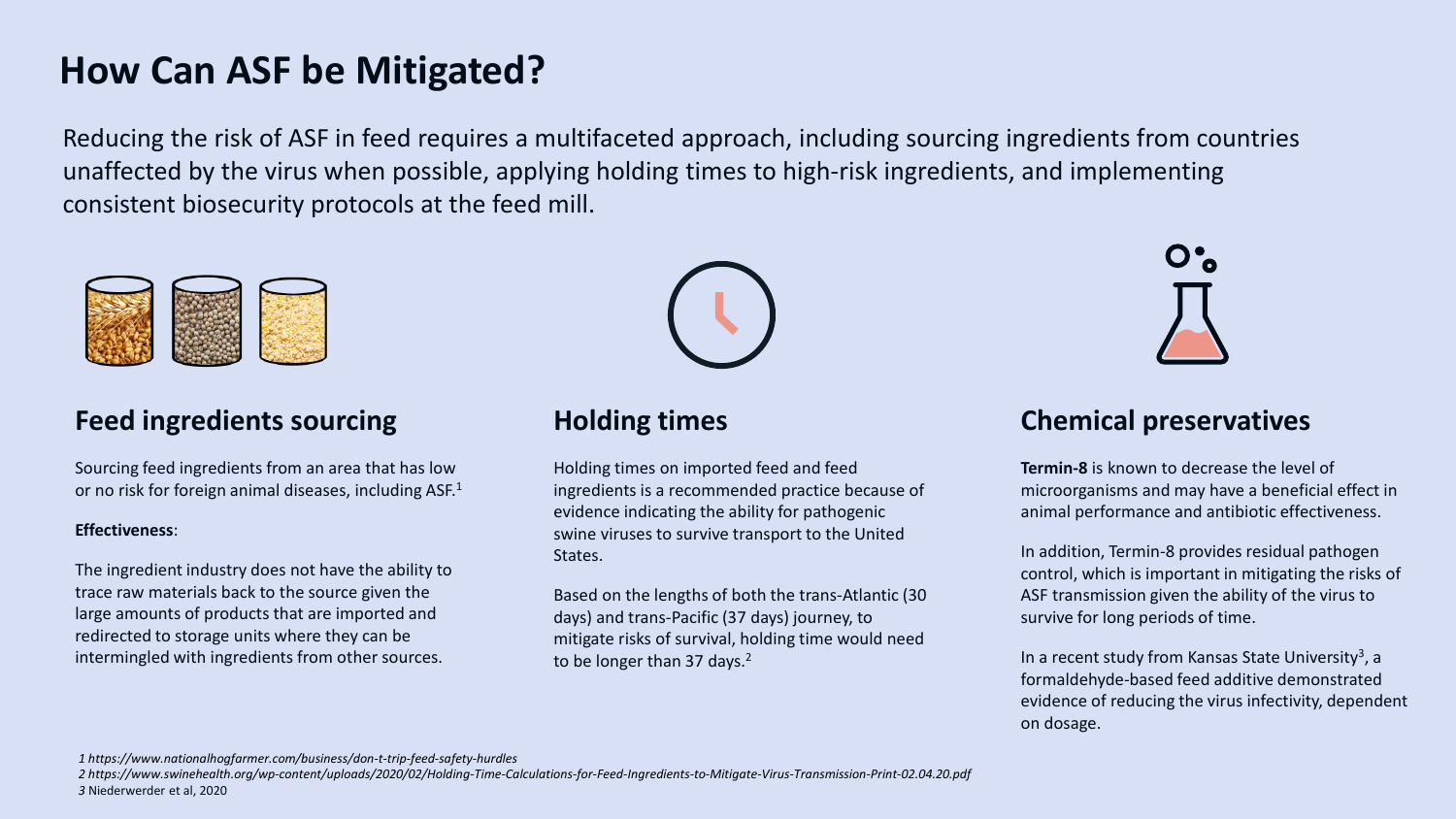# How Can ASF be Mitigated?

Reducing the risk of ASF in feed requires a multifaceted approach, including sourcing ingredients from countries unaffected by the virus when possible, applying holding times to high-risk ingredients, and implementing consistent biosecurity protocols at the feed mill.

## Feed ingredients sourcing

Sourcing feed ingredients from an area that has low or no risk for foreign animal diseases, including ASF.[1]

**Effectiveness**:

The ingredient industry does not have the ability to trace raw materials back to the source given the large amounts of products that are imported and redirected to storage units where they can be intermingled with ingredients from other sources.

## Holding times

Holding times on imported feed and feed ingredients is a recommended practice because of evidence indicating the ability for pathogenic swine viruses to survive transport to the United States.

Based on the lengths of both the trans-Atlantic (30 days) and trans-Pacific (37 days) journey, to mitigate risks of survival, holding time would need to be longer than 37 days.[2]

## Chemical preservatives

**Termin-8** is known to decrease the level of microorganisms and may have a beneficial effect in animal performance and antibiotic effectiveness.

In addition, Termin-8 provides residual pathogen control, which is important in mitigating the risks of ASF transmission given the ability of the virus to survive for long periods of time.

In a recent study from Kansas State University[3], a formaldehyde-based feed additive demonstrated evidence of reducing the virus infectivity, dependent on dosage.

*1 https://www.nationalhogfarmer.com/business/don-t-trip-feed-safety-hurdles*
*2 https://www.swinehealth.org/wp-content/uploads/2020/02/Holding-Time-Calculations-for-Feed-Ingredients-to-Mitigate-Virus-Transmission-Print-02.04.20.pdf*
*3* Niederwerder et al, 2020